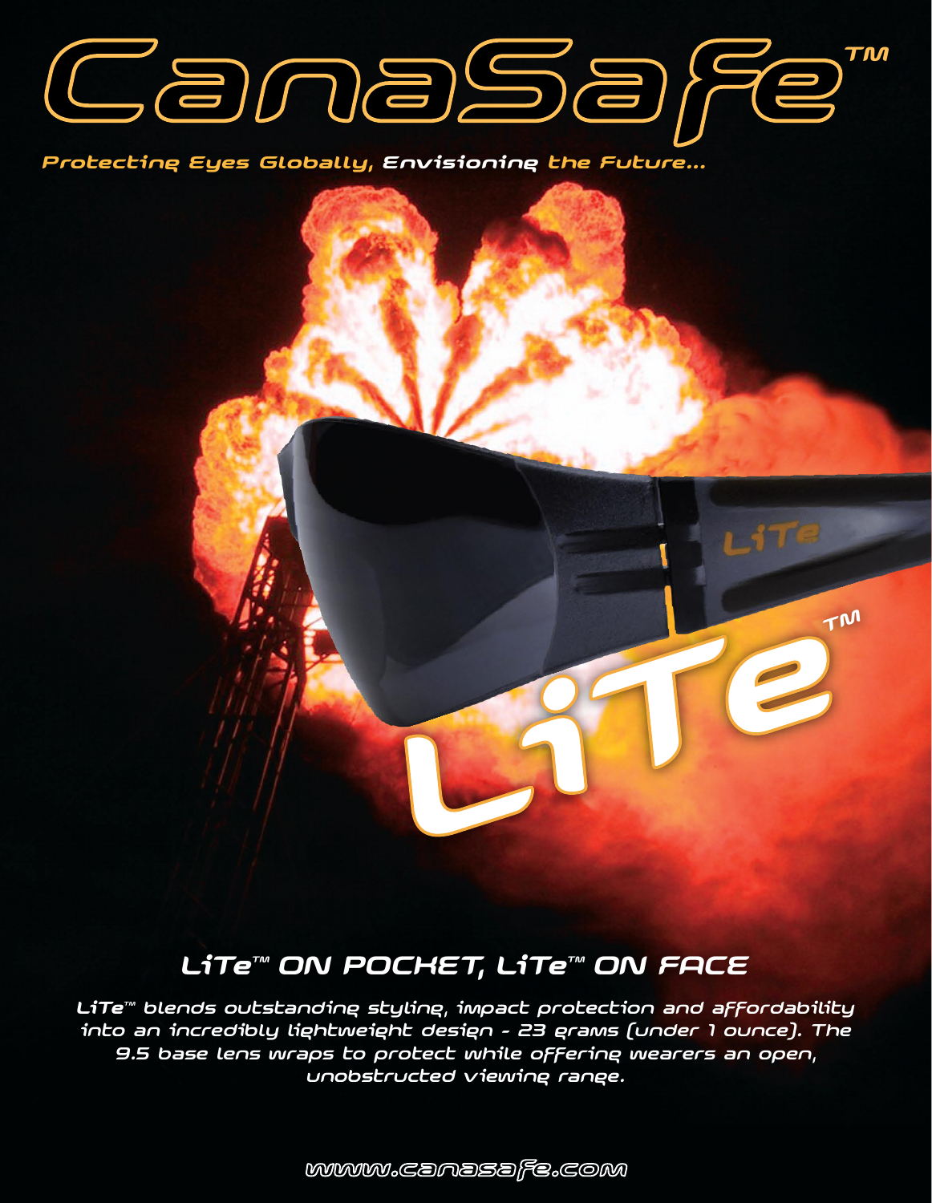# CanaSafe™

*Protecting Eyes Globally, Envisioning the Future...*

LiTe™

## LiTe™ ON POCKET, LiTe™ ON FACE

*LiTe™ blends outstanding styling, impact protection and affordability into an incredibly lightweight design - 23 grams (under 1 ounce). The 9.5 base lens wraps to protect while offering wearers an open, unobstructed viewing range.*

www.canasafe.com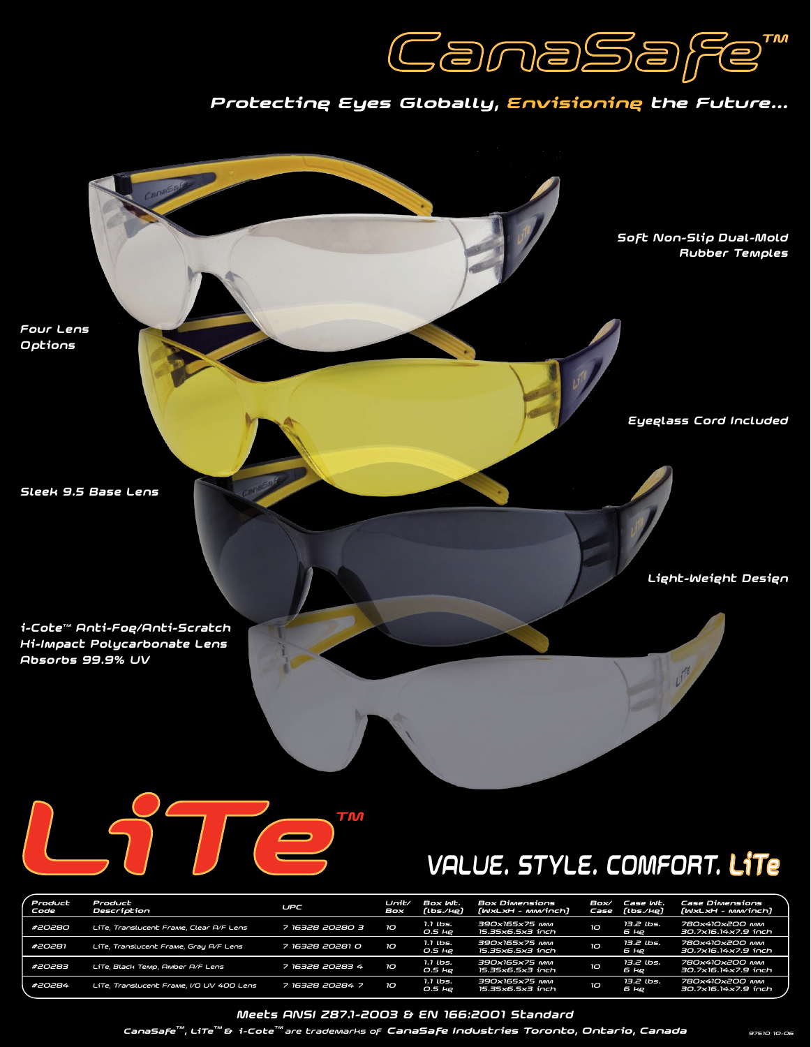# CanaSafe™

*Protecting Eyes Globally, Envisioning the Future...*

Soft Non-Slip Dual-Mold Rubber Temples

Four Lens Options

Eyeglass Cord Included

Sleek 9.5 Base Lens

Light-Weight Design

i-Cote™ Anti-Fog/Anti-Scratch
Hi-Impact Polycarbonate Lens
Absorbs 99.9% UV

# LiTe™

## VALUE. STYLE. COMFORT. LiTe

| Product Code | Product Description | UPC | Unit/ Box | Box Wt. (lbs./kg) | Box Dimensions (WxLxH - mm/inch) | Box/ Case | Case Wt. (lbs./kg) | Case Dimensions (WxLxH - mm/inch) |
|---|---|---|---|---|---|---|---|---|
| #20280 | LiTe, Translucent Frame, Clear A/F Lens | 7 16328 20280 3 | 10 | 1.1 lbs. 0.5 kg | 390x165x75 mm 15.35x6.5x3 inch | 10 | 13.2 lbs. 6 kg | 780x410x200 mm 30.7x16.14x7.9 inch |
| #20281 | LiTe, Translucent Frame, Gray A/F Lens | 7 16328 20281 0 | 10 | 1.1 lbs. 0.5 kg | 390x165x75 mm 15.35x6.5x3 inch | 10 | 13.2 lbs. 6 kg | 780x410x200 mm 30.7x16.14x7.9 inch |
| #20283 | LiTe, Black Temp, Amber A/F Lens | 7 16328 20283 4 | 10 | 1.1 lbs. 0.5 kg | 390x165x75 mm 15.35x6.5x3 inch | 10 | 13.2 lbs. 6 kg | 780x410x200 mm 30.7x16.14x7.9 inch |
| #20284 | LiTe, Translucent Frame, I/O UV 400 Lens | 7 16328 20284 7 | 10 | 1.1 lbs. 0.5 kg | 390x165x75 mm 15.35x6.5x3 inch | 10 | 13.2 lbs. 6 kg | 780x410x200 mm 30.7x16.14x7.9 inch |

**Meets ANSI Z87.1-2003 & EN 166:2001 Standard**

CanaSafe™, LiTe™ & i-Cote™ are trademarks of **CanaSafe Industries Toronto, Ontario, Canada**

97510 10-06